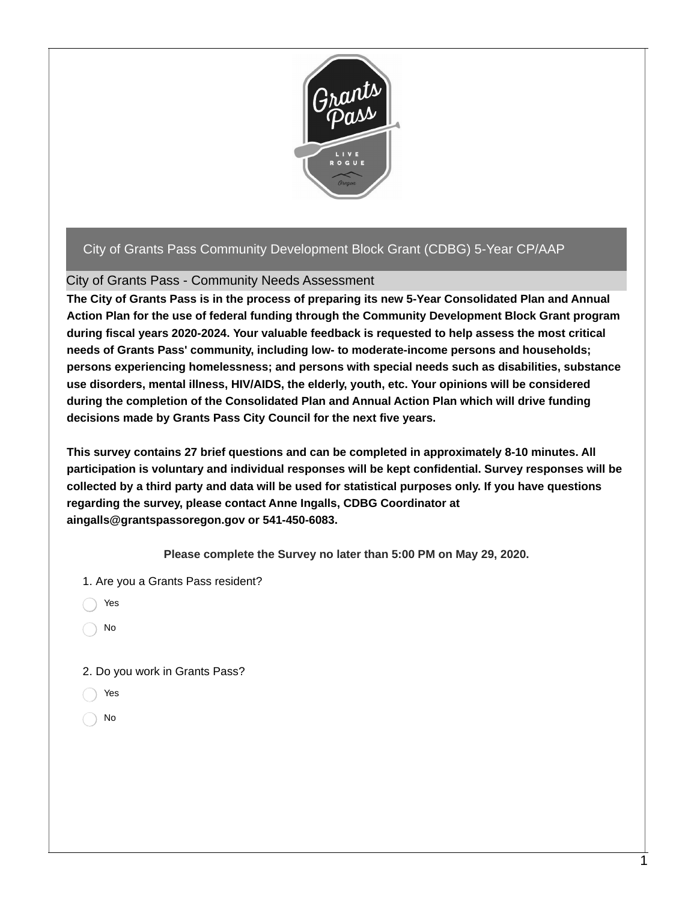## City of Grants Pass Community Development Block Grant (CDBG) 5-Year CP/AAP

### City of Grants Pass - Community Needs Assessment

**The City of Grants Pass is in the process of preparing its new 5-Year Consolidated Plan and Annual Action Plan for the use of federal funding through the Community Development Block Grant program during fiscal years 2020-2024. Your valuable feedback is requested to help assess the most critical needs of Grants Pass' community, including low- to moderate-income persons and households; persons experiencing homelessness; and persons with special needs such as disabilities, substance use disorders, mental illness, HIV/AIDS, the elderly, youth, etc. Your opinions will be considered during the completion of the Consolidated Plan and Annual Action Plan which will drive funding decisions made by Grants Pass City Council for the next five years.**

**This survey contains 27 brief questions and can be completed in approximately 8-10 minutes. All participation is voluntary and individual responses will be kept confidential. Survey responses will be collected by a third party and data will be used for statistical purposes only. If you have questions regarding the survey, please contact Anne Ingalls, CDBG Coordinator at aingalls@grantspassoregon.gov or 541-450-6083.**

**Please complete the Survey no later than 5:00 PM on May 29, 2020.**

1. Are you a Grants Pass resident?

- Yes
- No

2. Do you work in Grants Pass?

- Yes
- No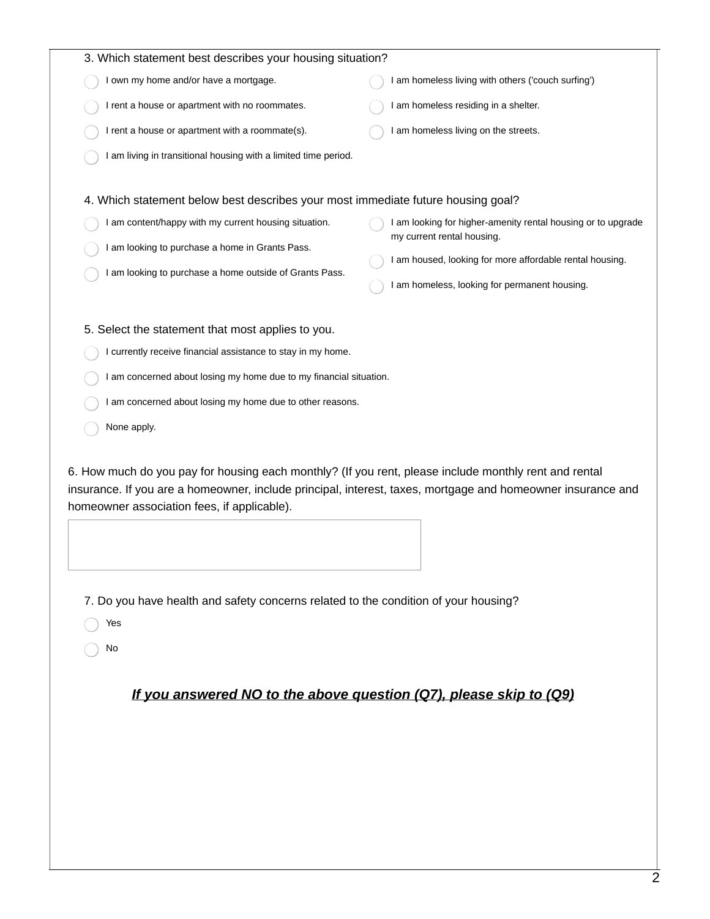3. Which statement best describes your housing situation?

- ◯ I own my home and/or have a mortgage.
- ◯ I rent a house or apartment with no roommates.
- ◯ I rent a house or apartment with a roommate(s).
- ◯ I am living in transitional housing with a limited time period.
- ◯ I am homeless living with others ('couch surfing')
- ◯ I am homeless residing in a shelter.
- ◯ I am homeless living on the streets.

4. Which statement below best describes your most immediate future housing goal?

- ◯ I am content/happy with my current housing situation.
- ◯ I am looking to purchase a home in Grants Pass.
- ◯ I am looking to purchase a home outside of Grants Pass.
- ◯ I am looking for higher-amenity rental housing or to upgrade my current rental housing.
- ◯ I am housed, looking for more affordable rental housing.
- ◯ I am homeless, looking for permanent housing.

5. Select the statement that most applies to you.

- ◯ I currently receive financial assistance to stay in my home.
- ◯ I am concerned about losing my home due to my financial situation.
- ◯ I am concerned about losing my home due to other reasons.
- ◯ None apply.

6. How much do you pay for housing each monthly? (If you rent, please include monthly rent and rental insurance. If you are a homeowner, include principal, interest, taxes, mortgage and homeowner insurance and homeowner association fees, if applicable).

[ ]

7. Do you have health and safety concerns related to the condition of your housing?

- ◯ Yes
- ◯ No

***<u>If you answered NO to the above question (Q7), please skip to (Q9)</u>***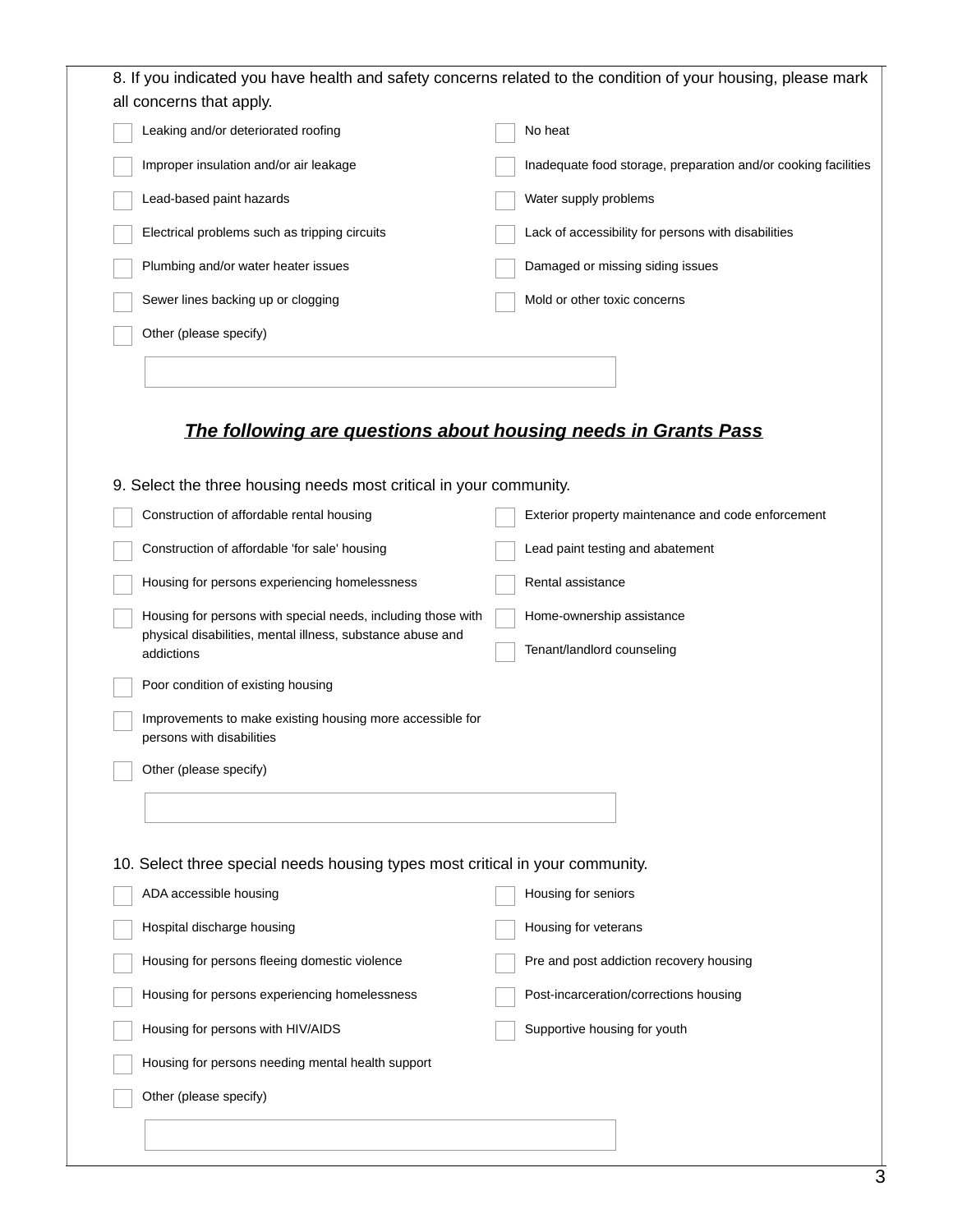8. If you indicated you have health and safety concerns related to the condition of your housing, please mark all concerns that apply.

- [ ] Leaking and/or deteriorated roofing
- [ ] Improper insulation and/or air leakage
- [ ] Lead-based paint hazards
- [ ] Electrical problems such as tripping circuits
- [ ] Plumbing and/or water heater issues
- [ ] Sewer lines backing up or clogging
- [ ] No heat
- [ ] Inadequate food storage, preparation and/or cooking facilities
- [ ] Water supply problems
- [ ] Lack of accessibility for persons with disabilities
- [ ] Damaged or missing siding issues
- [ ] Mold or other toxic concerns
- [ ] Other (please specify)

______________________________

## ***The following are questions about housing needs in Grants Pass***

9. Select the three housing needs most critical in your community.

- [ ] Construction of affordable rental housing
- [ ] Construction of affordable 'for sale' housing
- [ ] Housing for persons experiencing homelessness
- [ ] Housing for persons with special needs, including those with physical disabilities, mental illness, substance abuse and addictions
- [ ] Poor condition of existing housing
- [ ] Improvements to make existing housing more accessible for persons with disabilities
- [ ] Exterior property maintenance and code enforcement
- [ ] Lead paint testing and abatement
- [ ] Rental assistance
- [ ] Home-ownership assistance
- [ ] Tenant/landlord counseling
- [ ] Other (please specify)

______________________________

10. Select three special needs housing types most critical in your community.

- [ ] ADA accessible housing
- [ ] Hospital discharge housing
- [ ] Housing for persons fleeing domestic violence
- [ ] Housing for persons experiencing homelessness
- [ ] Housing for persons with HIV/AIDS
- [ ] Housing for persons needing mental health support
- [ ] Housing for seniors
- [ ] Housing for veterans
- [ ] Pre and post addiction recovery housing
- [ ] Post-incarceration/corrections housing
- [ ] Supportive housing for youth
- [ ] Other (please specify)

______________________________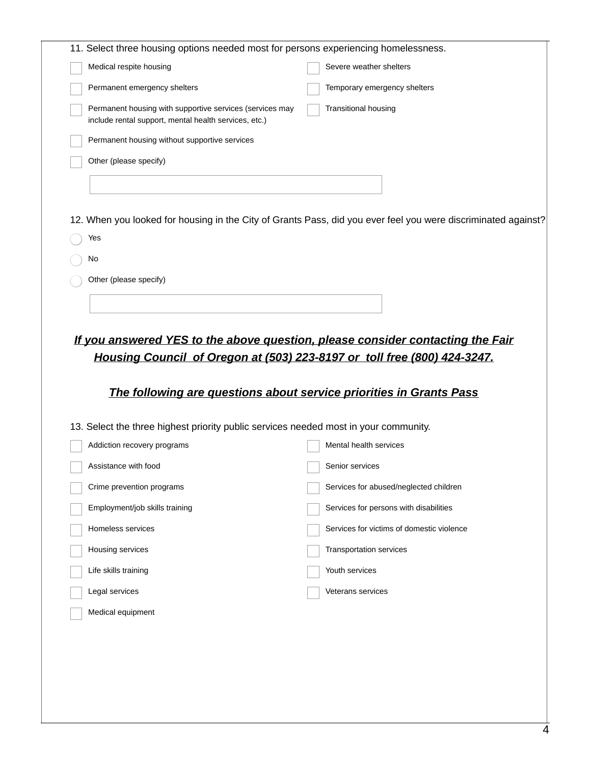11. Select three housing options needed most for persons experiencing homelessness.

- [ ] Medical respite housing
- [ ] Permanent emergency shelters
- [ ] Permanent housing with supportive services (services may include rental support, mental health services, etc.)
- [ ] Permanent housing without supportive services
- [ ] Severe weather shelters
- [ ] Temporary emergency shelters
- [ ] Transitional housing
- [ ] Other (please specify)

______________________________

12. When you looked for housing in the City of Grants Pass, did you ever feel you were discriminated against?

- ○ Yes
- ○ No
- ○ Other (please specify)

______________________________

***If you answered YES to the above question, please consider contacting the Fair Housing Council of Oregon at (503) 223-8197 or toll free (800) 424-3247.***

***The following are questions about service priorities in Grants Pass***

13. Select the three highest priority public services needed most in your community.

- [ ] Addiction recovery programs
- [ ] Assistance with food
- [ ] Crime prevention programs
- [ ] Employment/job skills training
- [ ] Homeless services
- [ ] Housing services
- [ ] Life skills training
- [ ] Legal services
- [ ] Medical equipment
- [ ] Mental health services
- [ ] Senior services
- [ ] Services for abused/neglected children
- [ ] Services for persons with disabilities
- [ ] Services for victims of domestic violence
- [ ] Transportation services
- [ ] Youth services
- [ ] Veterans services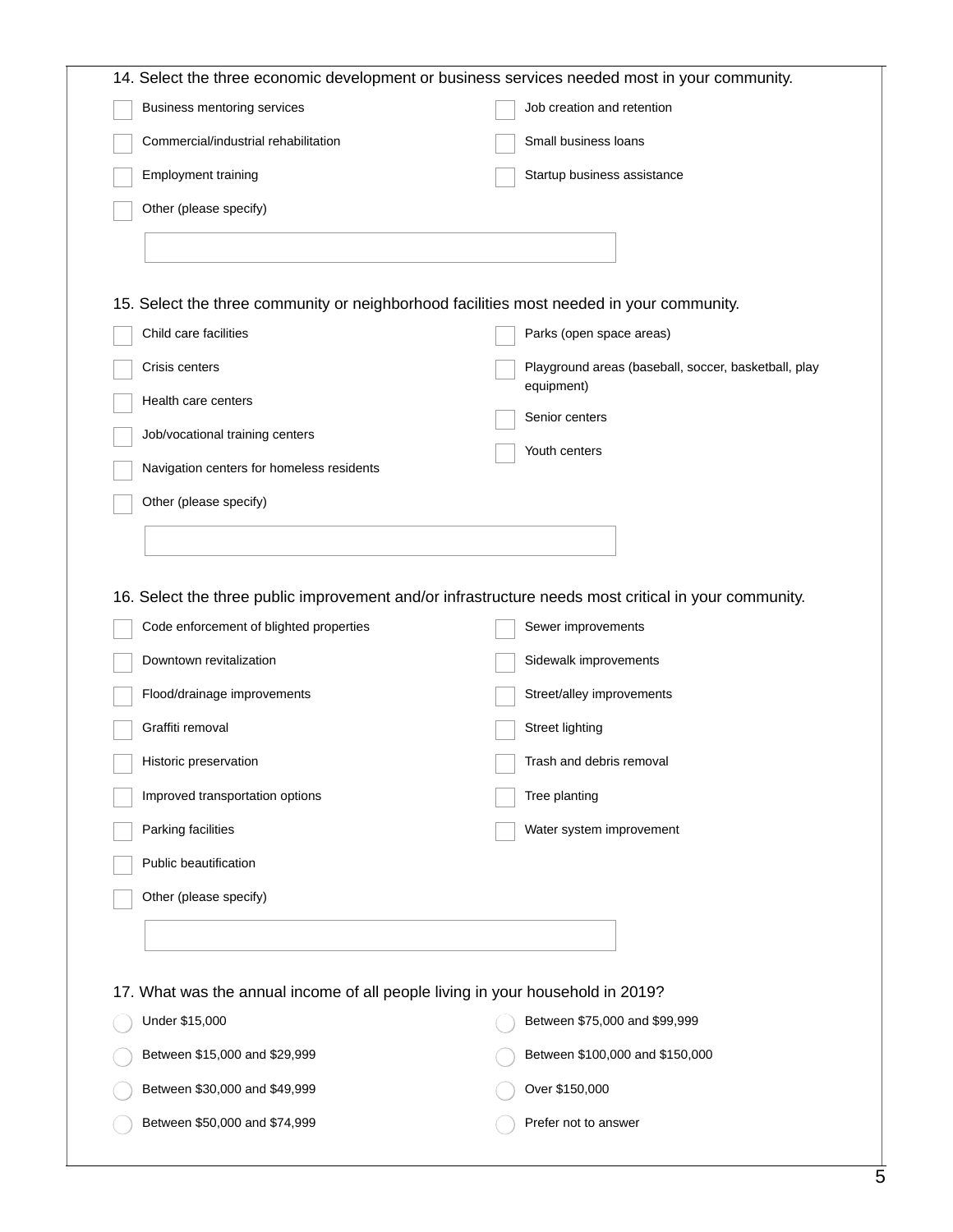14. Select the three economic development or business services needed most in your community.

- [ ] Business mentoring services
- [ ] Commercial/industrial rehabilitation
- [ ] Employment training
- [ ] Job creation and retention
- [ ] Small business loans
- [ ] Startup business assistance
- [ ] Other (please specify)

15. Select the three community or neighborhood facilities most needed in your community.

- [ ] Child care facilities
- [ ] Crisis centers
- [ ] Health care centers
- [ ] Job/vocational training centers
- [ ] Navigation centers for homeless residents
- [ ] Parks (open space areas)
- [ ] Playground areas (baseball, soccer, basketball, play equipment)
- [ ] Senior centers
- [ ] Youth centers
- [ ] Other (please specify)

16. Select the three public improvement and/or infrastructure needs most critical in your community.

- [ ] Code enforcement of blighted properties
- [ ] Downtown revitalization
- [ ] Flood/drainage improvements
- [ ] Graffiti removal
- [ ] Historic preservation
- [ ] Improved transportation options
- [ ] Parking facilities
- [ ] Public beautification
- [ ] Sewer improvements
- [ ] Sidewalk improvements
- [ ] Street/alley improvements
- [ ] Street lighting
- [ ] Trash and debris removal
- [ ] Tree planting
- [ ] Water system improvement
- [ ] Other (please specify)

17. What was the annual income of all people living in your household in 2019?

- ( ) Under $15,000
- ( ) Between $15,000 and $29,999
- ( ) Between $30,000 and $49,999
- ( ) Between $50,000 and $74,999
- ( ) Between $75,000 and $99,999
- ( ) Between $100,000 and $150,000
- ( ) Over $150,000
- ( ) Prefer not to answer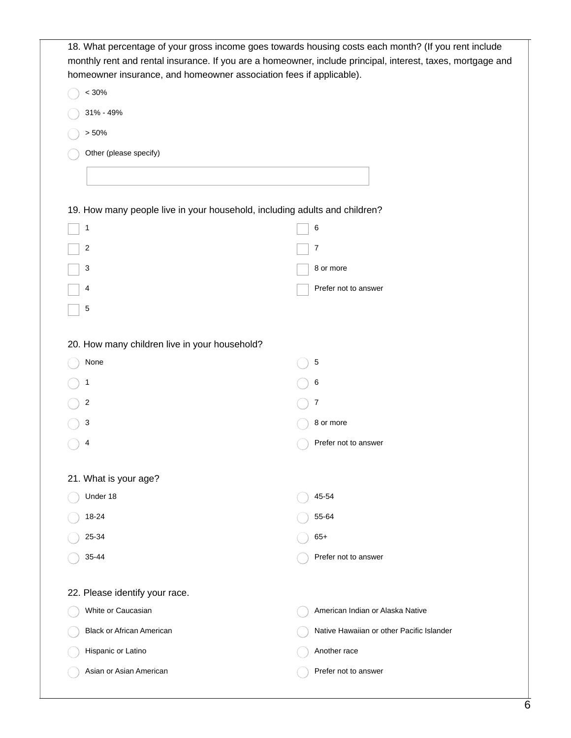18. What percentage of your gross income goes towards housing costs each month? (If you rent include monthly rent and rental insurance. If you are a homeowner, include principal, interest, taxes, mortgage and homeowner insurance, and homeowner association fees if applicable).

- ◯ < 30%
- ◯ 31% - 49%
- ◯ > 50%
- ◯ Other (please specify)

[ ]

19. How many people live in your household, including adults and children?

- [ ] 1
- [ ] 2
- [ ] 3
- [ ] 4
- [ ] 5
- [ ] 6
- [ ] 7
- [ ] 8 or more
- [ ] Prefer not to answer

20. How many children live in your household?

- ◯ None
- ◯ 1
- ◯ 2
- ◯ 3
- ◯ 4
- ◯ 5
- ◯ 6
- ◯ 7
- ◯ 8 or more
- ◯ Prefer not to answer

21. What is your age?

- ◯ Under 18
- ◯ 18-24
- ◯ 25-34
- ◯ 35-44
- ◯ 45-54
- ◯ 55-64
- ◯ 65+
- ◯ Prefer not to answer

22. Please identify your race.

- ◯ White or Caucasian
- ◯ Black or African American
- ◯ Hispanic or Latino
- ◯ Asian or Asian American
- ◯ American Indian or Alaska Native
- ◯ Native Hawaiian or other Pacific Islander
- ◯ Another race
- ◯ Prefer not to answer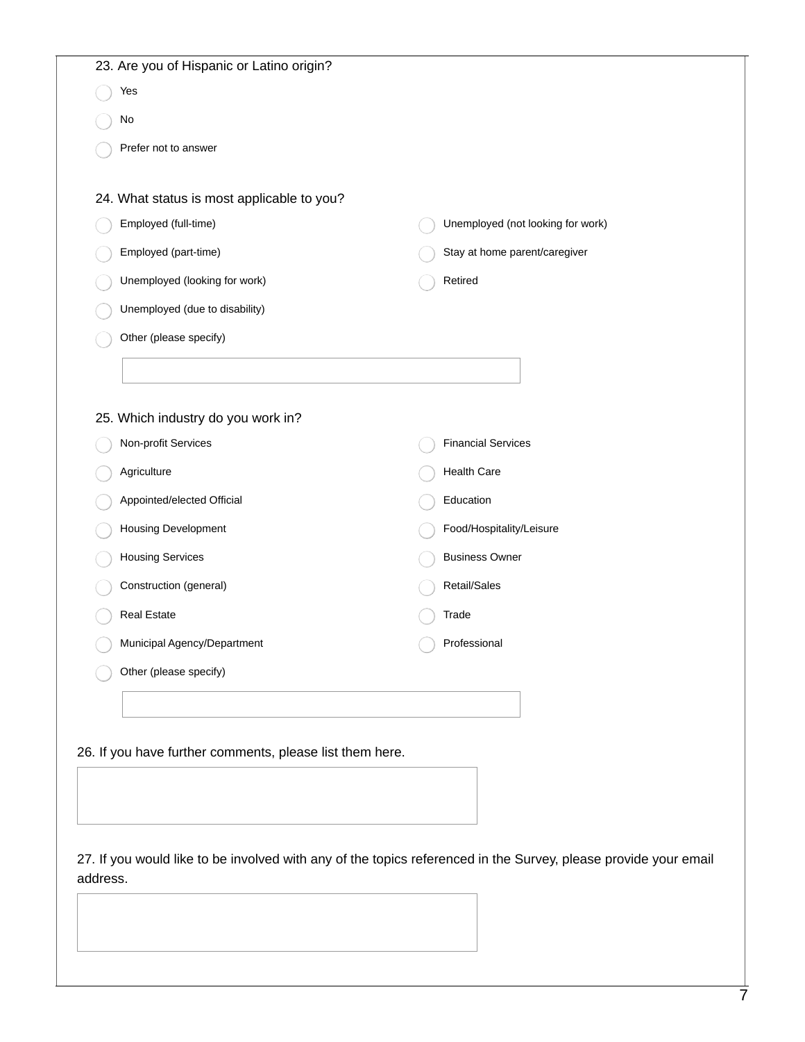23. Are you of Hispanic or Latino origin?

- ◯ Yes
- ◯ No
- ◯ Prefer not to answer

24. What status is most applicable to you?

- ◯ Employed (full-time)
- ◯ Employed (part-time)
- ◯ Unemployed (looking for work)
- ◯ Unemployed (due to disability)
- ◯ Unemployed (not looking for work)
- ◯ Stay at home parent/caregiver
- ◯ Retired
- ◯ Other (please specify)

\_\_\_\_\_\_\_\_\_\_\_\_\_\_\_\_\_\_\_\_\_\_\_\_\_\_\_\_\_\_

25. Which industry do you work in?

- ◯ Non-profit Services
- ◯ Agriculture
- ◯ Appointed/elected Official
- ◯ Housing Development
- ◯ Housing Services
- ◯ Construction (general)
- ◯ Real Estate
- ◯ Municipal Agency/Department
- ◯ Financial Services
- ◯ Health Care
- ◯ Education
- ◯ Food/Hospitality/Leisure
- ◯ Business Owner
- ◯ Retail/Sales
- ◯ Trade
- ◯ Professional
- ◯ Other (please specify)

\_\_\_\_\_\_\_\_\_\_\_\_\_\_\_\_\_\_\_\_\_\_\_\_\_\_\_\_\_\_

26. If you have further comments, please list them here.

\_\_\_\_\_\_\_\_\_\_\_\_\_\_\_\_\_\_\_\_\_\_\_\_\_\_\_\_\_\_

27. If you would like to be involved with any of the topics referenced in the Survey, please provide your email address.

\_\_\_\_\_\_\_\_\_\_\_\_\_\_\_\_\_\_\_\_\_\_\_\_\_\_\_\_\_\_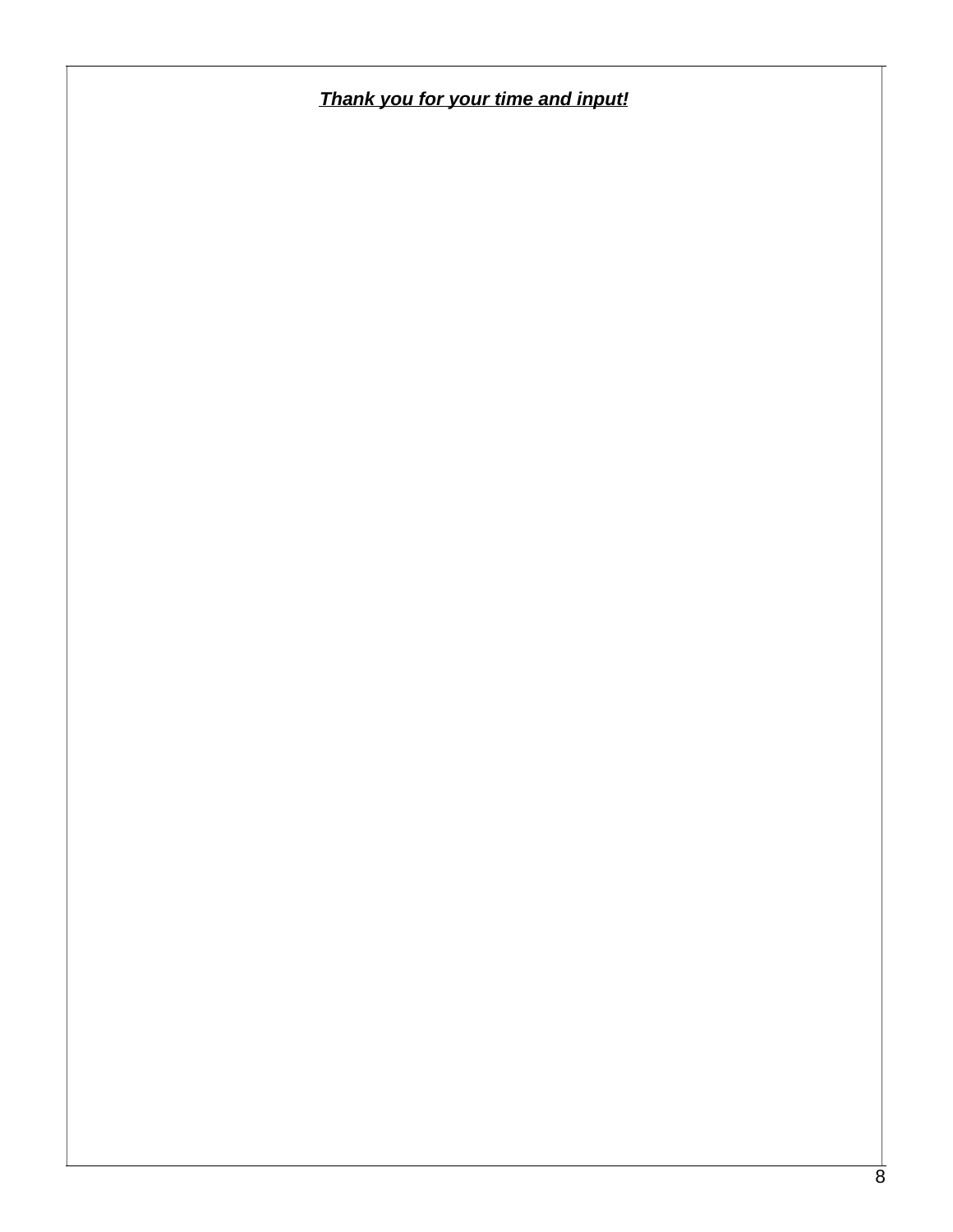***Thank you for your time and input!***